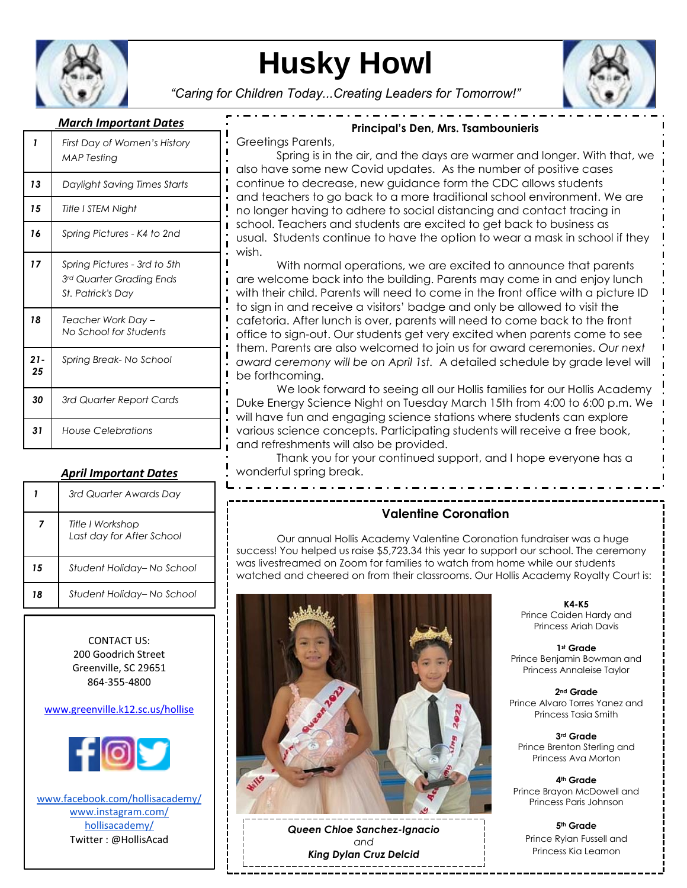# Husky Howl

*"Caring for Children Today...Creating Leaders for Tomorrow!"*

## *March Important Dates*

| | |
|---|---|
| 1 | *First Day of Women's History*<br>*MAP Testing* |
| 13 | *Daylight Saving Times Starts* |
| 15 | *Title I STEM Night* |
| 16 | *Spring Pictures - K4 to 2nd* |
| 17 | *Spring Pictures - 3rd to 5th*<br>*3rd Quarter Grading Ends*<br>*St. Patrick's Day* |
| 18 | *Teacher Work Day –*<br>*No School for Students* |
| 21-25 | *Spring Break- No School* |
| 30 | *3rd Quarter Report Cards* |
| 31 | *House Celebrations* |

## *April Important Dates*

| | |
|---|---|
| 1 | *3rd Quarter Awards Day* |
| 7 | *Title I Workshop*<br>*Last day for After School* |
| 15 | *Student Holiday– No School* |
| 18 | *Student Holiday– No School* |

CONTACT US:
200 Goodrich Street
Greenville, SC 29651
864-355-4800

www.greenville.k12.sc.us/hollise

www.facebook.com/hollisacademy/
www.instagram.com/hollisacademy/
Twitter : @HollisAcad

## Principal's Den, Mrs. Tsambounieris

Greetings Parents,

Spring is in the air, and the days are warmer and longer. With that, we also have some new Covid updates. As the number of positive cases continue to decrease, new guidance form the CDC allows students and teachers to go back to a more traditional school environment. We are no longer having to adhere to social distancing and contact tracing in school. Teachers and students are excited to get back to business as usual. Students continue to have the option to wear a mask in school if they wish.

With normal operations, we are excited to announce that parents are welcome back into the building. Parents may come in and enjoy lunch with their child. Parents will need to come in the front office with a picture ID to sign in and receive a visitors' badge and only be allowed to visit the cafetoria. After lunch is over, parents will need to come back to the front office to sign-out. Our students get very excited when parents come to see them. Parents are also welcomed to join us for award ceremonies. *Our next award ceremony will be on April 1st.* A detailed schedule by grade level will be forthcoming.

We look forward to seeing all our Hollis families for our Hollis Academy Duke Energy Science Night on Tuesday March 15th from 4:00 to 6:00 p.m. We will have fun and engaging science stations where students can explore various science concepts. Participating students will receive a free book, and refreshments will also be provided.

Thank you for your continued support, and I hope everyone has a wonderful spring break.

## Valentine Coronation

Our annual Hollis Academy Valentine Coronation fundraiser was a huge success! You helped us raise $5,723.34 this year to support our school. The ceremony was livestreamed on Zoom for families to watch from home while our students watched and cheered on from their classrooms. Our Hollis Academy Royalty Court is:

***Queen Chloe Sanchez-Ignacio***
*and*
***King Dylan Cruz Delcid***

**K4-K5**
Prince Caiden Hardy and
Princess Ariah Davis

**1st Grade**
Prince Benjamin Bowman and
Princess Annaleise Taylor

**2nd Grade**
Prince Alvaro Torres Yanez and
Princess Tasia Smith

**3rd Grade**
Prince Brenton Sterling and
Princess Ava Morton

**4th Grade**
Prince Brayon McDowell and
Princess Paris Johnson

**5th Grade**
Prince Rylan Fussell and
Princess Kia Leamon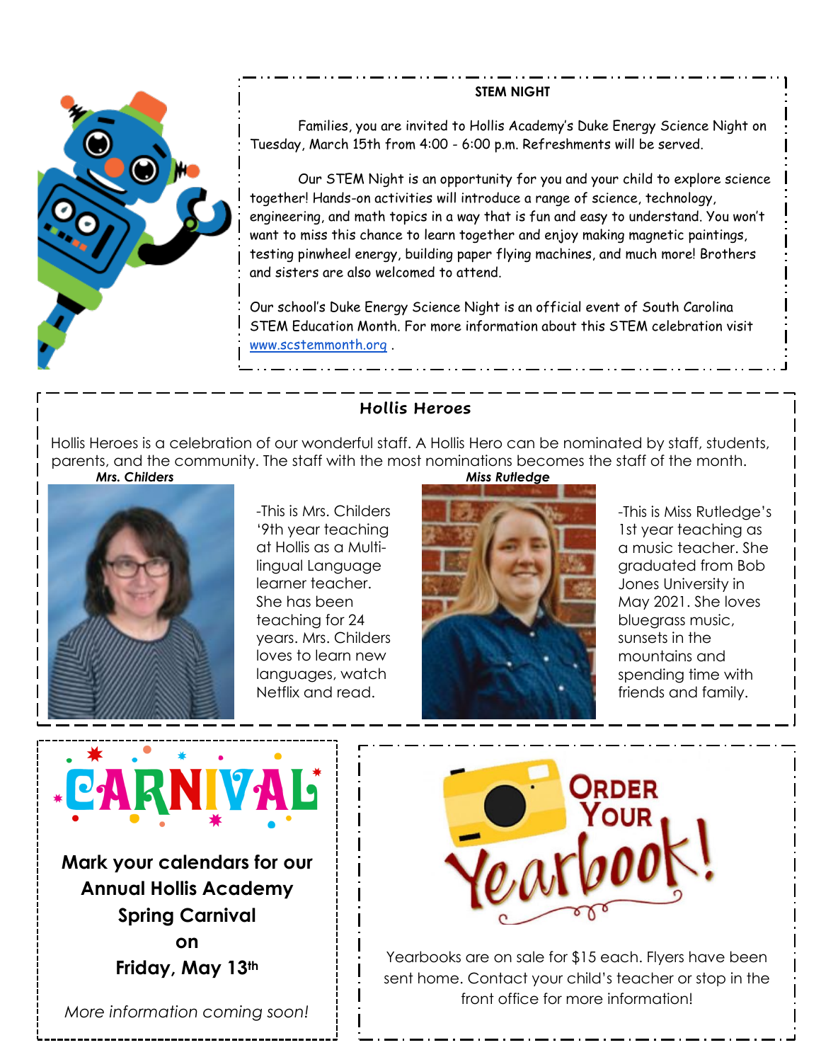## STEM NIGHT

Families, you are invited to Hollis Academy's Duke Energy Science Night on Tuesday, March 15th from 4:00 - 6:00 p.m. Refreshments will be served.

Our STEM Night is an opportunity for you and your child to explore science together! Hands-on activities will introduce a range of science, technology, engineering, and math topics in a way that is fun and easy to understand. You won't want to miss this chance to learn together and enjoy making magnetic paintings, testing pinwheel energy, building paper flying machines, and much more! Brothers and sisters are also welcomed to attend.

Our school's Duke Energy Science Night is an official event of South Carolina STEM Education Month. For more information about this STEM celebration visit www.scstemmonth.org .

## Hollis Heroes

Hollis Heroes is a celebration of our wonderful staff. A Hollis Hero can be nominated by staff, students, parents, and the community. The staff with the most nominations becomes the staff of the month.

***Mrs. Childers***

-This is Mrs. Childers '9th year teaching at Hollis as a Multi-lingual Language learner teacher. She has been teaching for 24 years. Mrs. Childers loves to learn new languages, watch Netflix and read.

***Miss Rutledge***

-This is Miss Rutledge's 1st year teaching as a music teacher. She graduated from Bob Jones University in May 2021. She loves bluegrass music, sunsets in the mountains and spending time with friends and family.

## CARNIVAL

**Mark your calendars for our Annual Hollis Academy Spring Carnival on Friday, May 13th**

*More information coming soon!*

## Order Your Yearbook!

Yearbooks are on sale for $15 each. Flyers have been sent home. Contact your child's teacher or stop in the front office for more information!